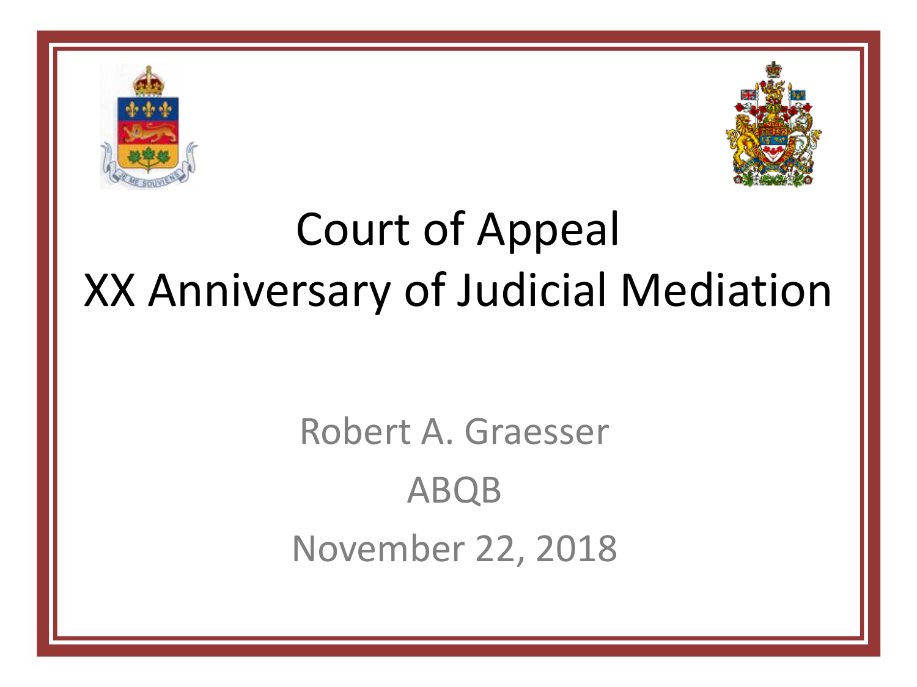# Court of Appeal
# XX Anniversary of Judicial Mediation

Robert A. Graesser

ABQB

November 22, 2018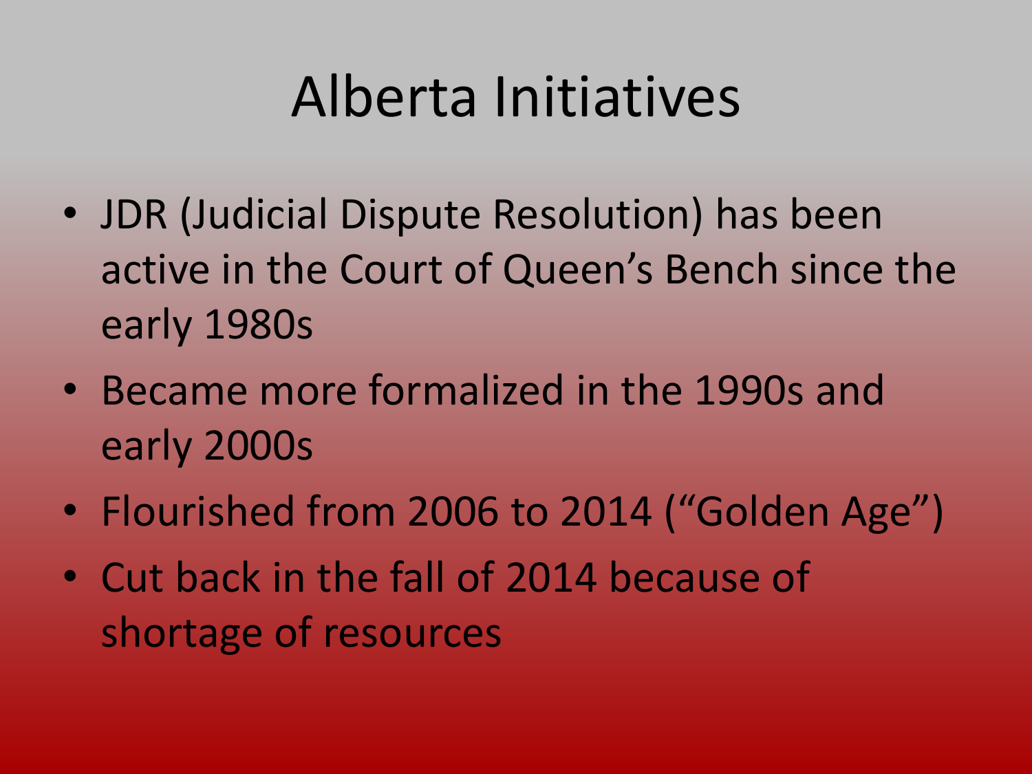# Alberta Initiatives

- JDR (Judicial Dispute Resolution) has been active in the Court of Queen's Bench since the early 1980s
- Became more formalized in the 1990s and early 2000s
- Flourished from 2006 to 2014 ("Golden Age")
- Cut back in the fall of 2014 because of shortage of resources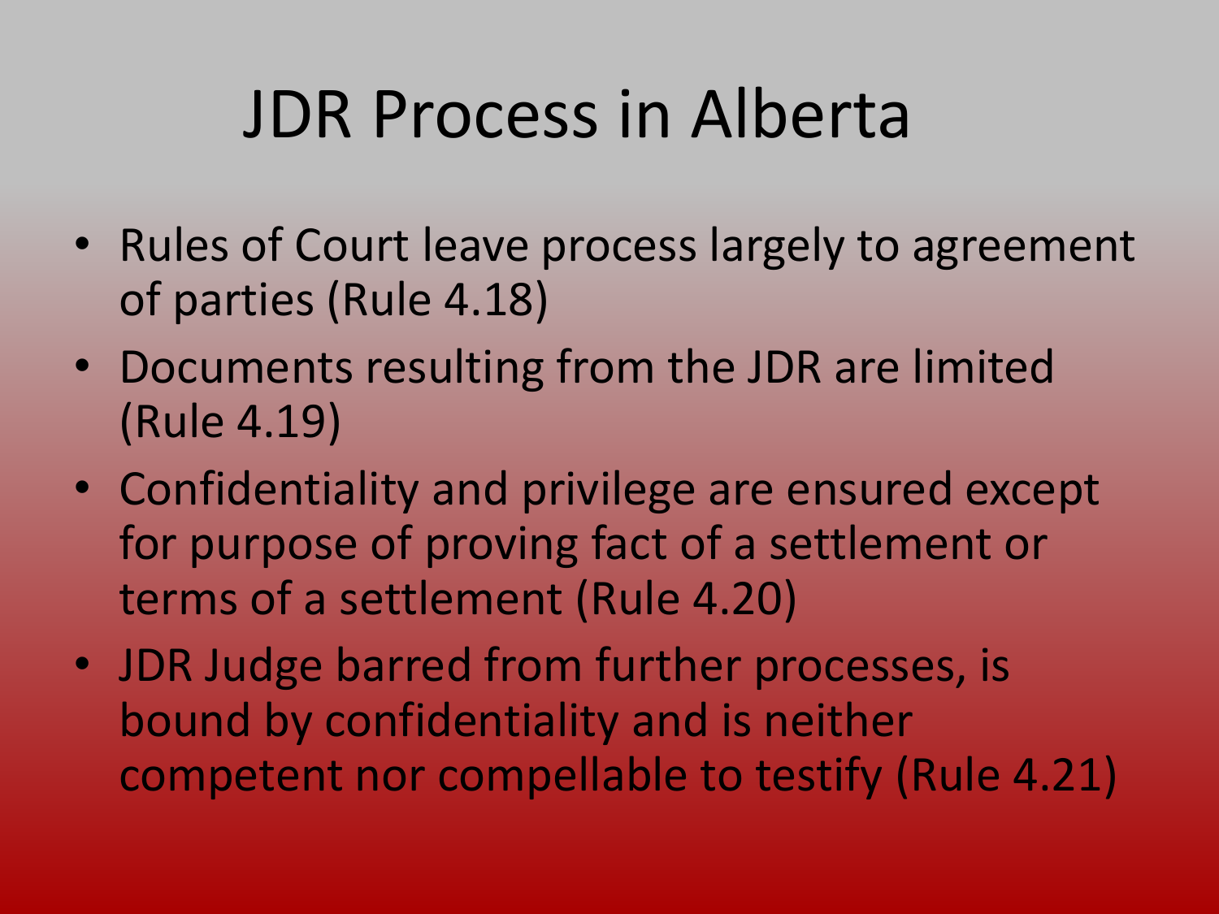# JDR Process in Alberta

- Rules of Court leave process largely to agreement of parties (Rule 4.18)
- Documents resulting from the JDR are limited (Rule 4.19)
- Confidentiality and privilege are ensured except for purpose of proving fact of a settlement or terms of a settlement (Rule 4.20)
- JDR Judge barred from further processes, is bound by confidentiality and is neither competent nor compellable to testify (Rule 4.21)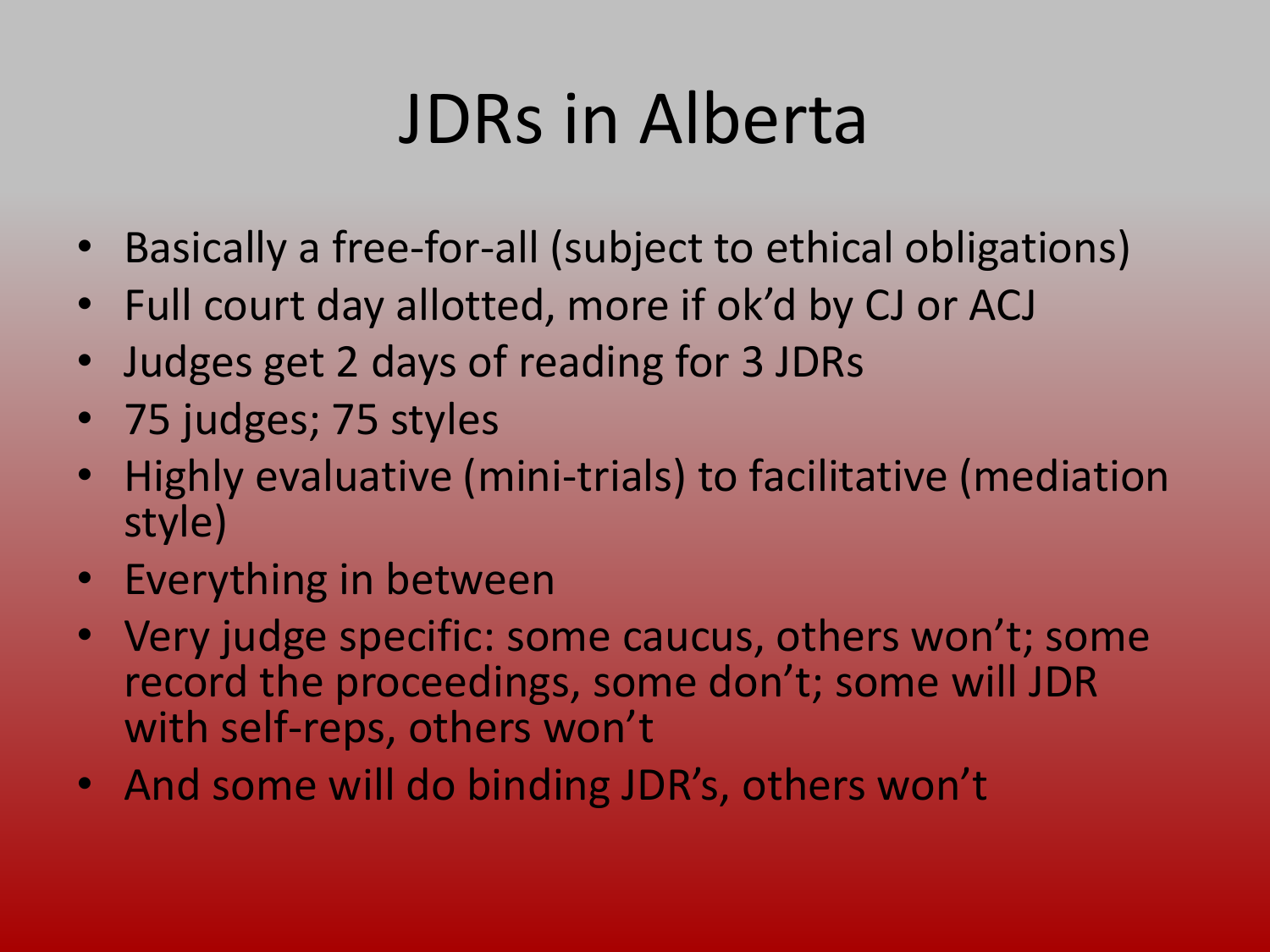# JDRs in Alberta

- Basically a free-for-all (subject to ethical obligations)
- Full court day allotted, more if ok'd by CJ or ACJ
- Judges get 2 days of reading for 3 JDRs
- 75 judges; 75 styles
- Highly evaluative (mini-trials) to facilitative (mediation style)
- Everything in between
- Very judge specific: some caucus, others won't; some record the proceedings, some don't; some will JDR with self-reps, others won't
- And some will do binding JDR's, others won't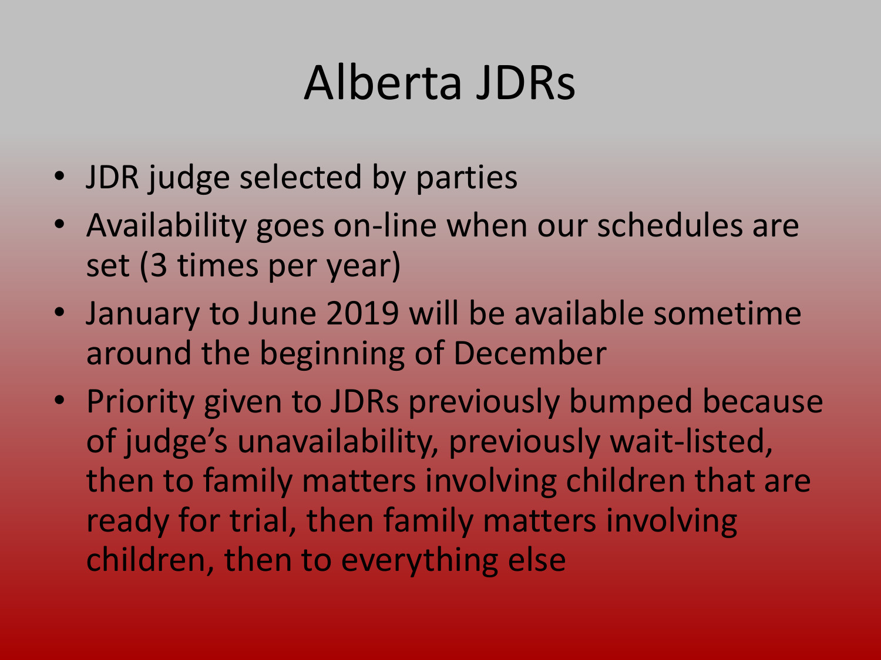# Alberta JDRs

- JDR judge selected by parties
- Availability goes on-line when our schedules are set (3 times per year)
- January to June 2019 will be available sometime around the beginning of December
- Priority given to JDRs previously bumped because of judge's unavailability, previously wait-listed, then to family matters involving children that are ready for trial, then family matters involving children, then to everything else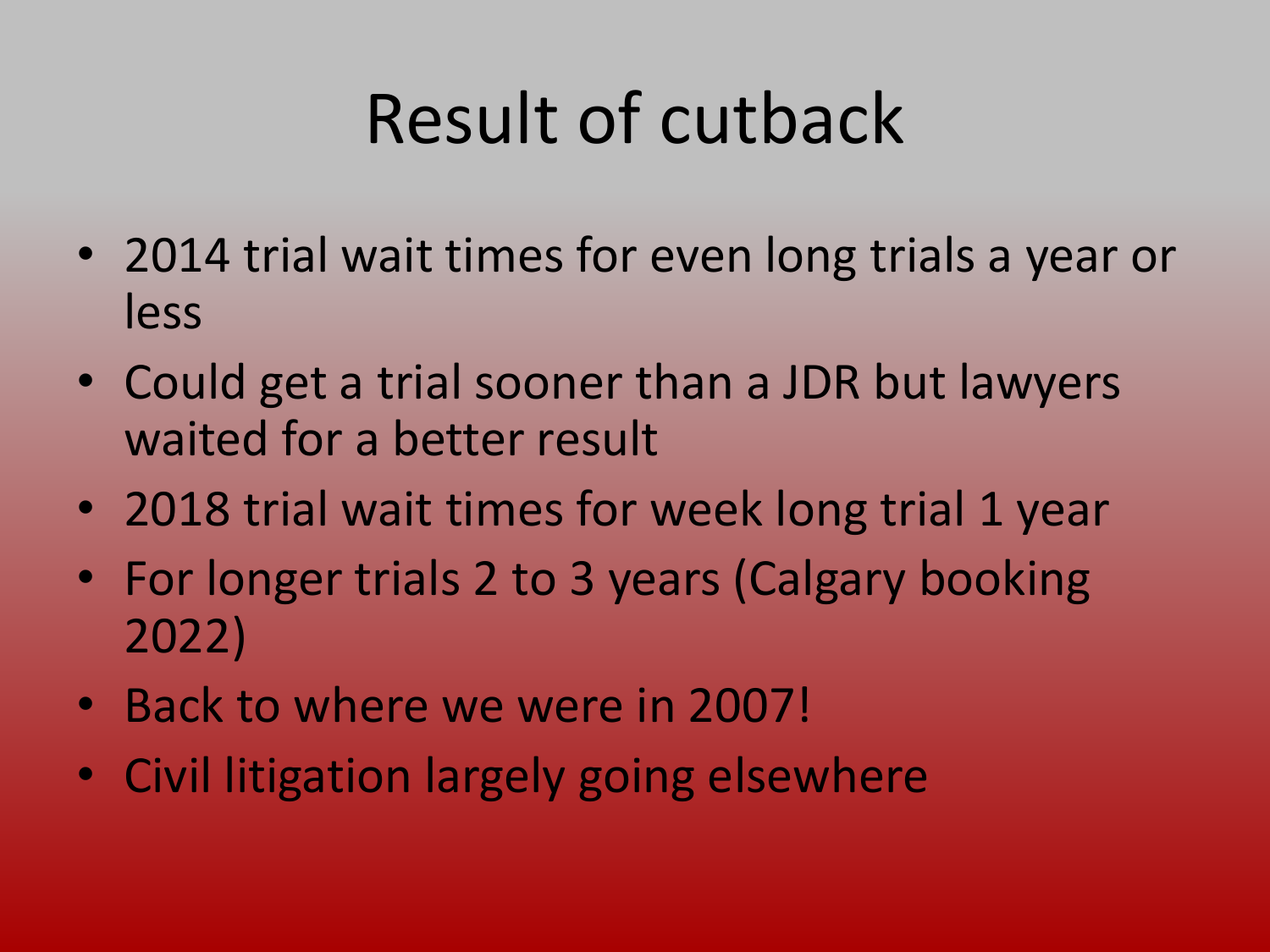# Result of cutback

- 2014 trial wait times for even long trials a year or less
- Could get a trial sooner than a JDR but lawyers waited for a better result
- 2018 trial wait times for week long trial 1 year
- For longer trials 2 to 3 years (Calgary booking 2022)
- Back to where we were in 2007!
- Civil litigation largely going elsewhere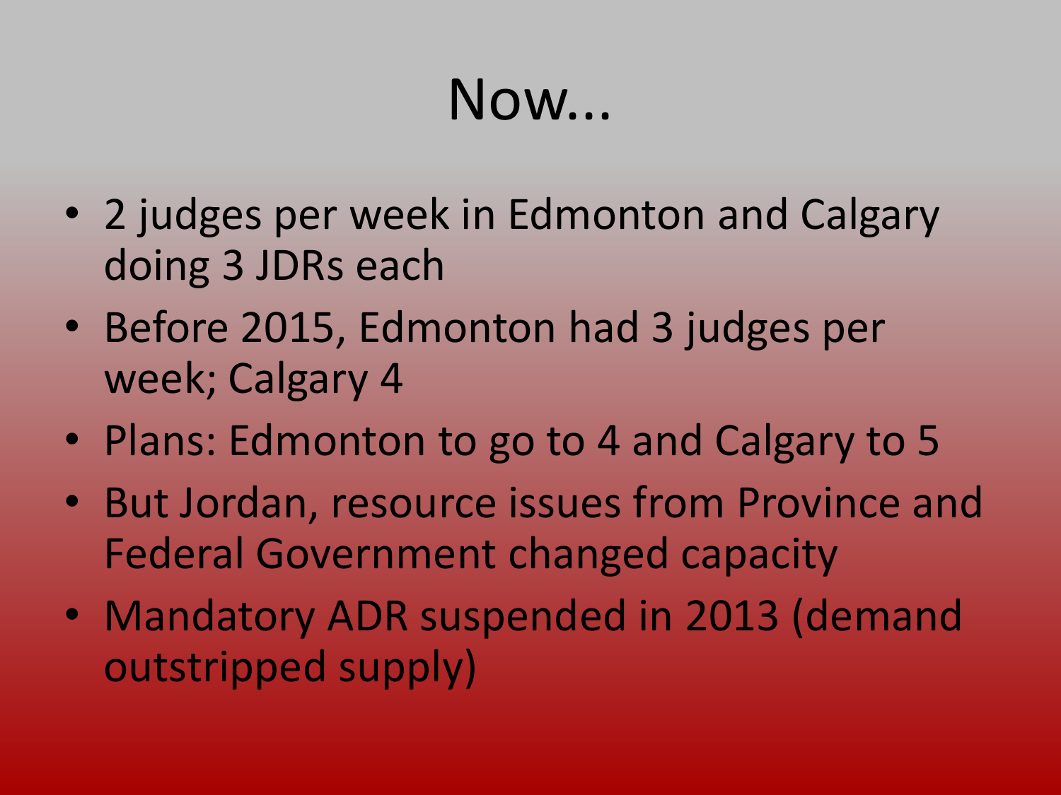# Now...

- 2 judges per week in Edmonton and Calgary doing 3 JDRs each
- Before 2015, Edmonton had 3 judges per week; Calgary 4
- Plans: Edmonton to go to 4 and Calgary to 5
- But Jordan, resource issues from Province and Federal Government changed capacity
- Mandatory ADR suspended in 2013 (demand outstripped supply)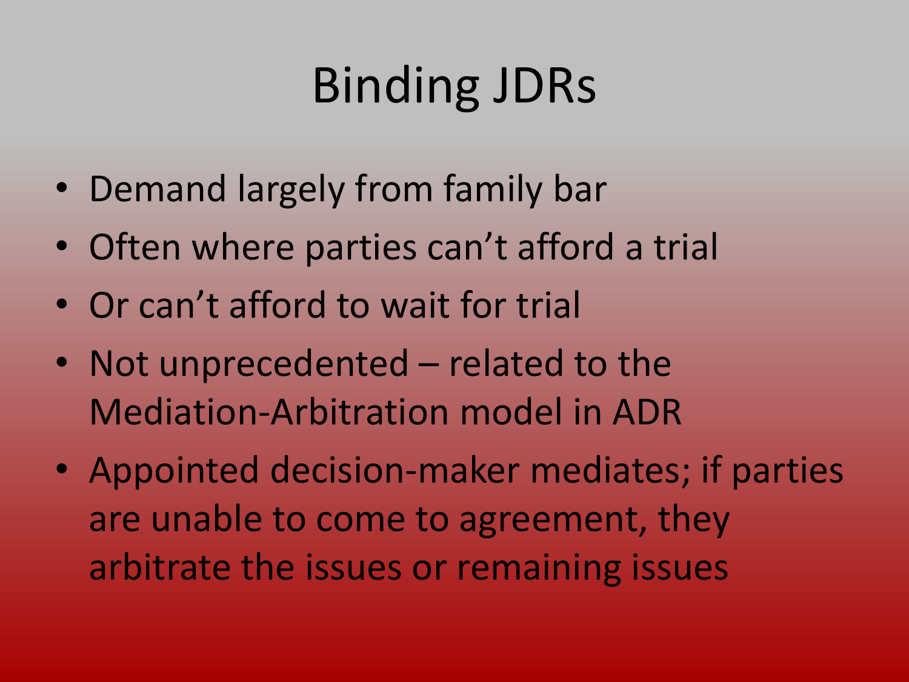# Binding JDRs

- Demand largely from family bar
- Often where parties can't afford a trial
- Or can't afford to wait for trial
- Not unprecedented – related to the Mediation-Arbitration model in ADR
- Appointed decision-maker mediates; if parties are unable to come to agreement, they arbitrate the issues or remaining issues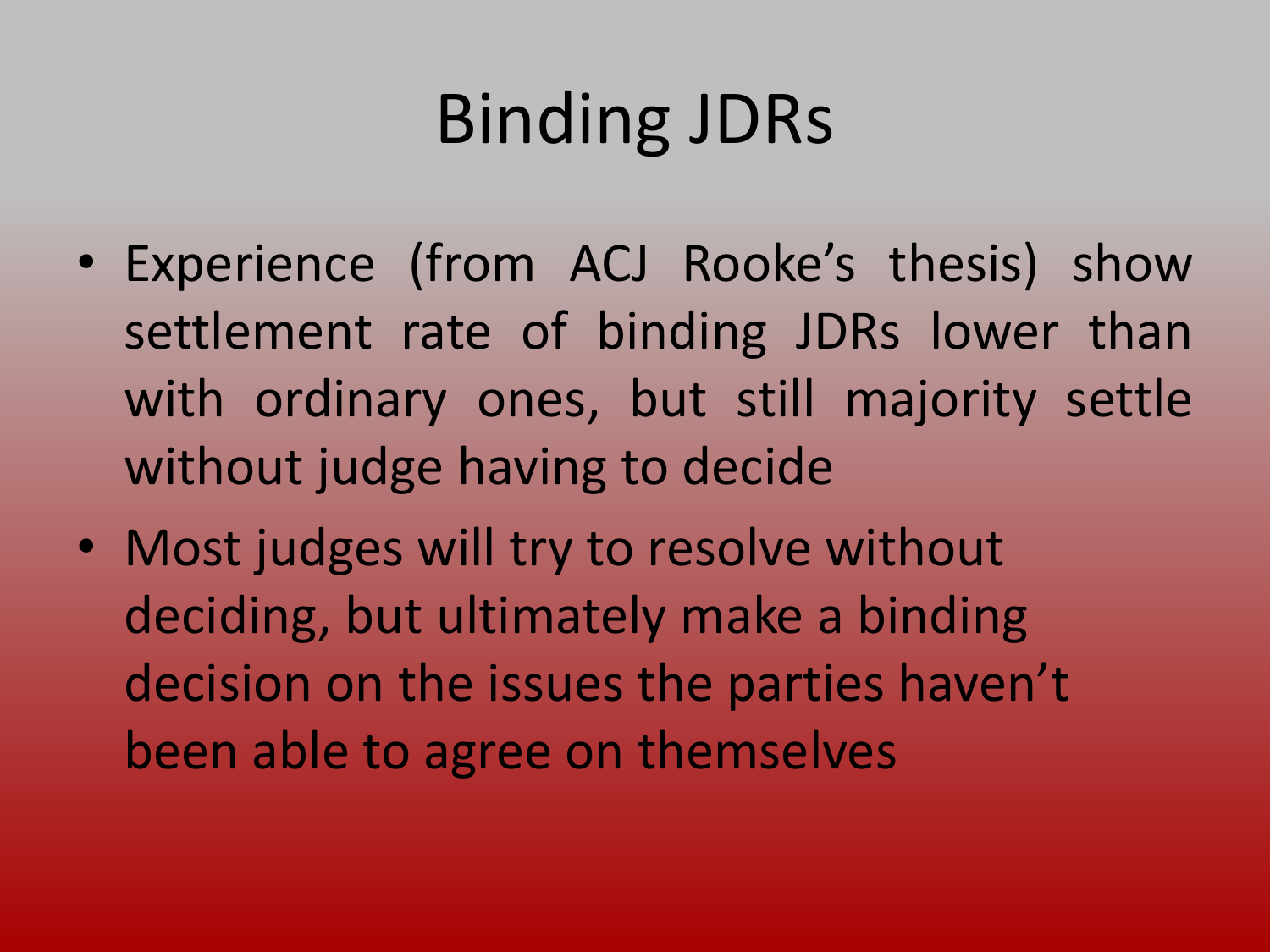# Binding JDRs

- Experience (from ACJ Rooke's thesis) show settlement rate of binding JDRs lower than with ordinary ones, but still majority settle without judge having to decide
- Most judges will try to resolve without deciding, but ultimately make a binding decision on the issues the parties haven't been able to agree on themselves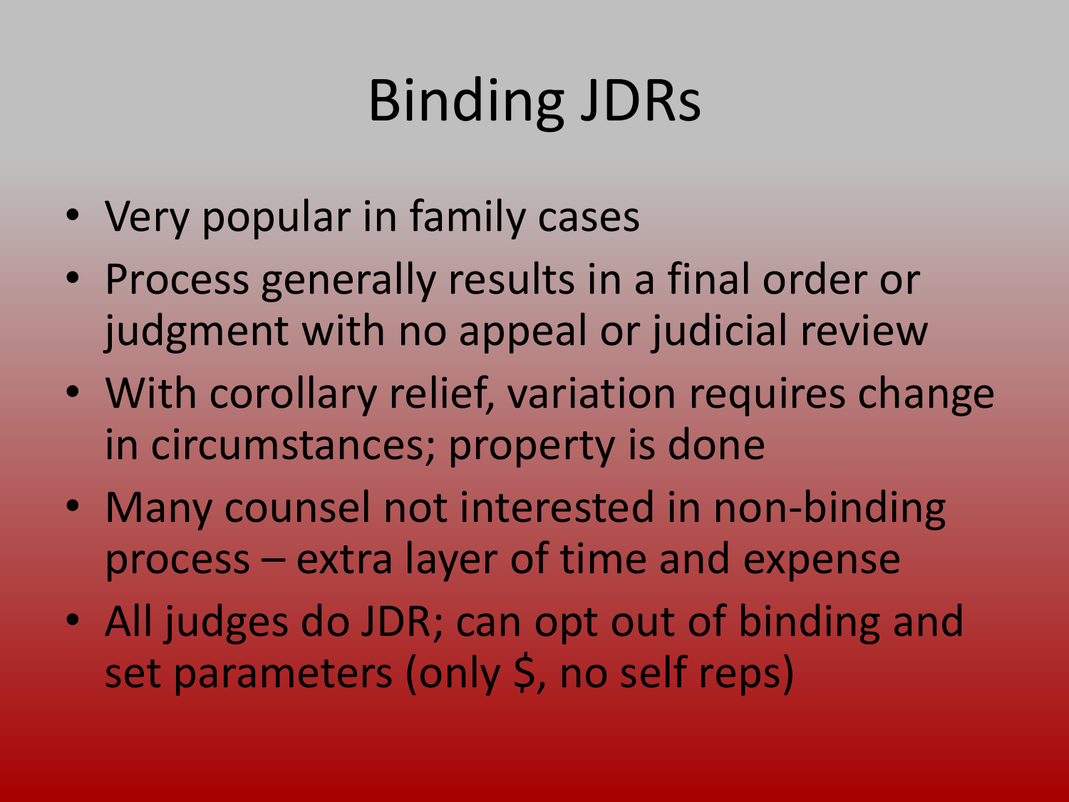# Binding JDRs

- Very popular in family cases
- Process generally results in a final order or judgment with no appeal or judicial review
- With corollary relief, variation requires change in circumstances; property is done
- Many counsel not interested in non-binding process – extra layer of time and expense
- All judges do JDR; can opt out of binding and set parameters (only $, no self reps)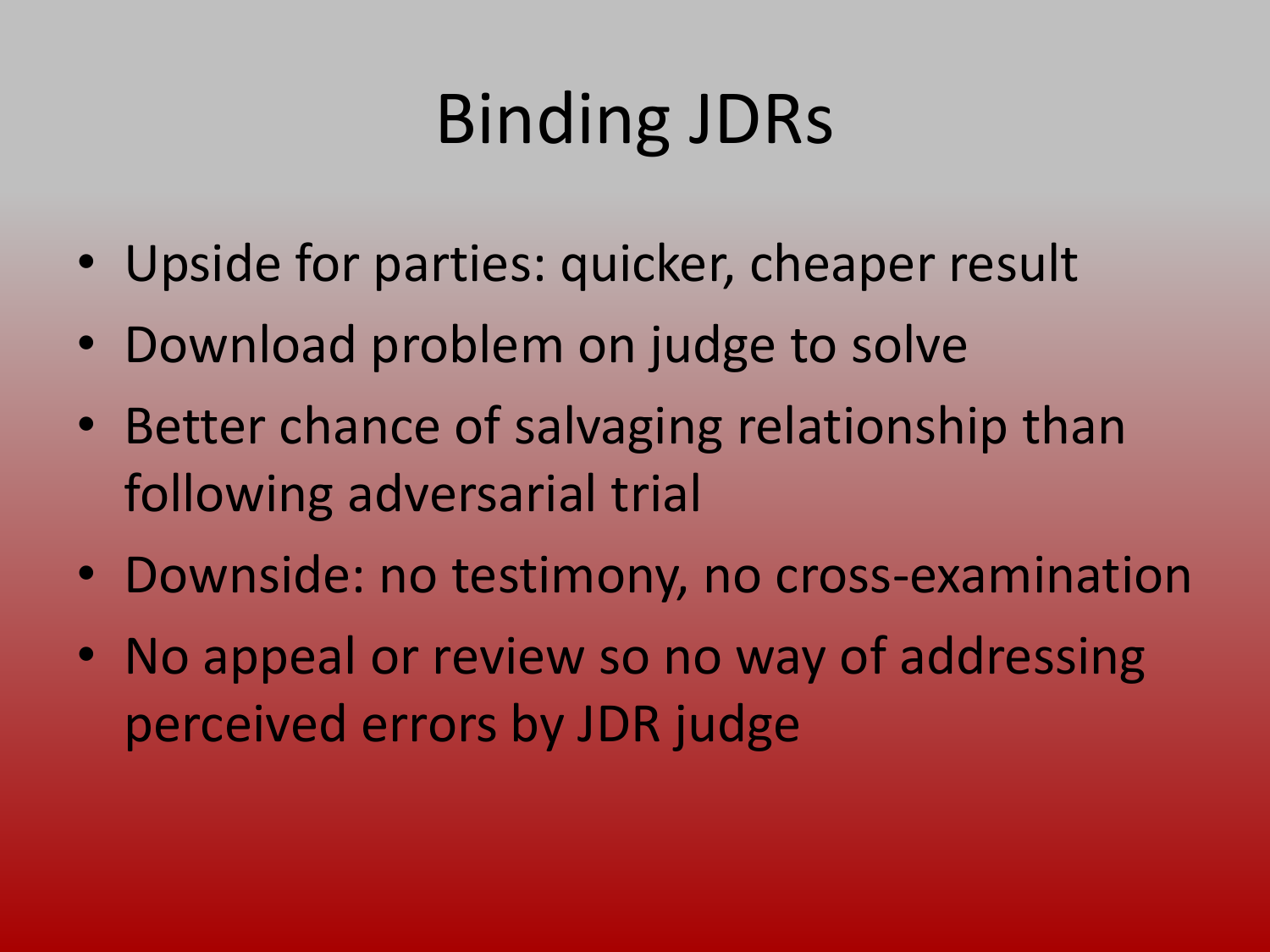# Binding JDRs

- Upside for parties: quicker, cheaper result
- Download problem on judge to solve
- Better chance of salvaging relationship than following adversarial trial
- Downside: no testimony, no cross-examination
- No appeal or review so no way of addressing perceived errors by JDR judge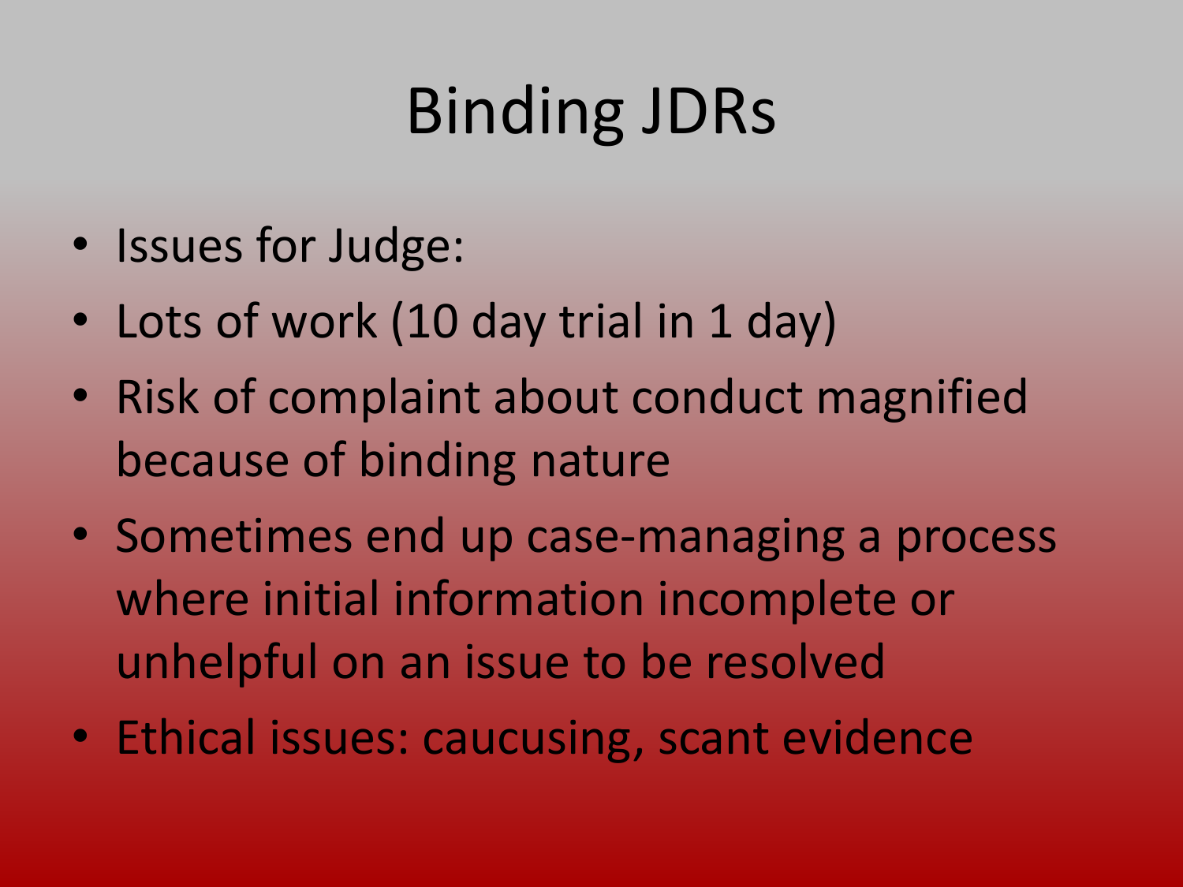# Binding JDRs

- Issues for Judge:
- Lots of work (10 day trial in 1 day)
- Risk of complaint about conduct magnified because of binding nature
- Sometimes end up case-managing a process where initial information incomplete or unhelpful on an issue to be resolved
- Ethical issues: caucusing, scant evidence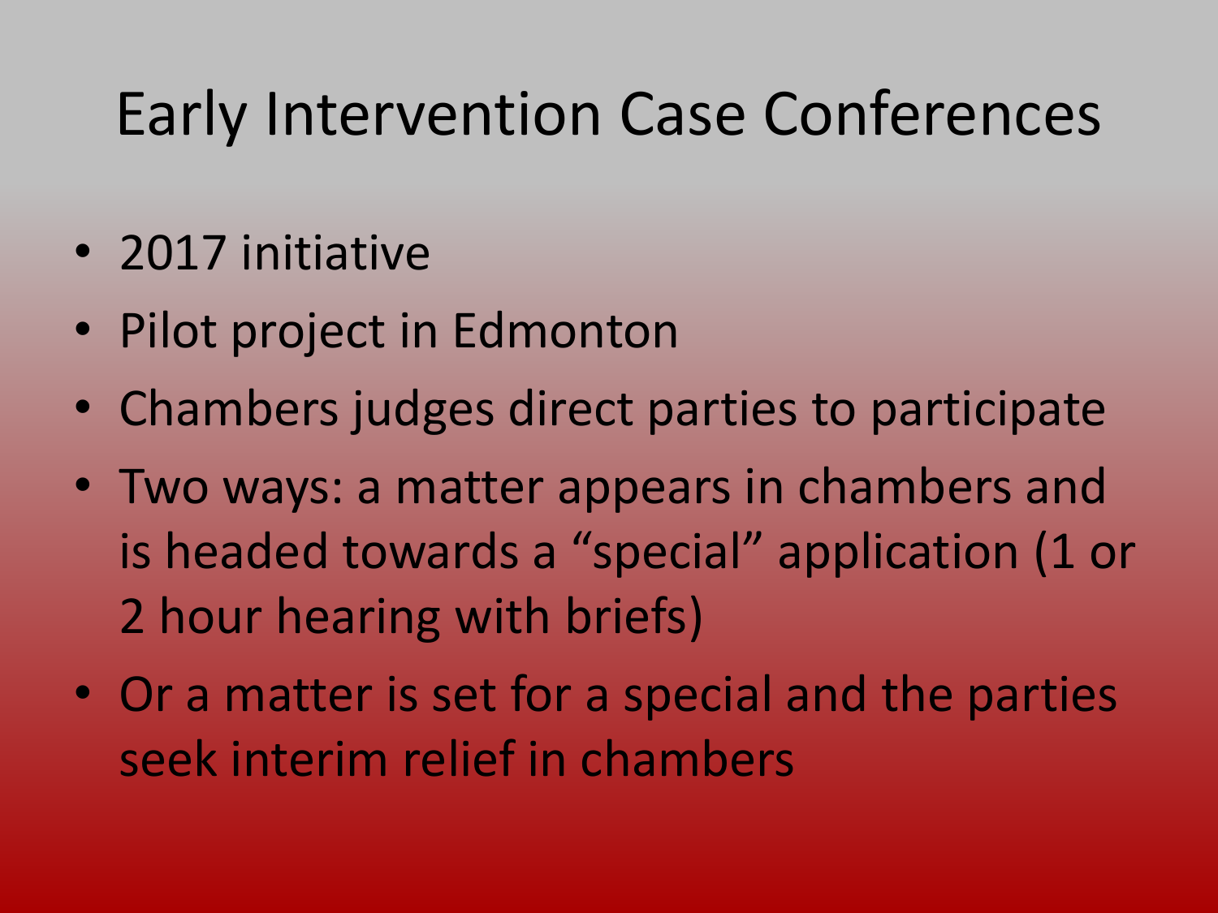# Early Intervention Case Conferences

- 2017 initiative
- Pilot project in Edmonton
- Chambers judges direct parties to participate
- Two ways: a matter appears in chambers and is headed towards a "special" application (1 or 2 hour hearing with briefs)
- Or a matter is set for a special and the parties seek interim relief in chambers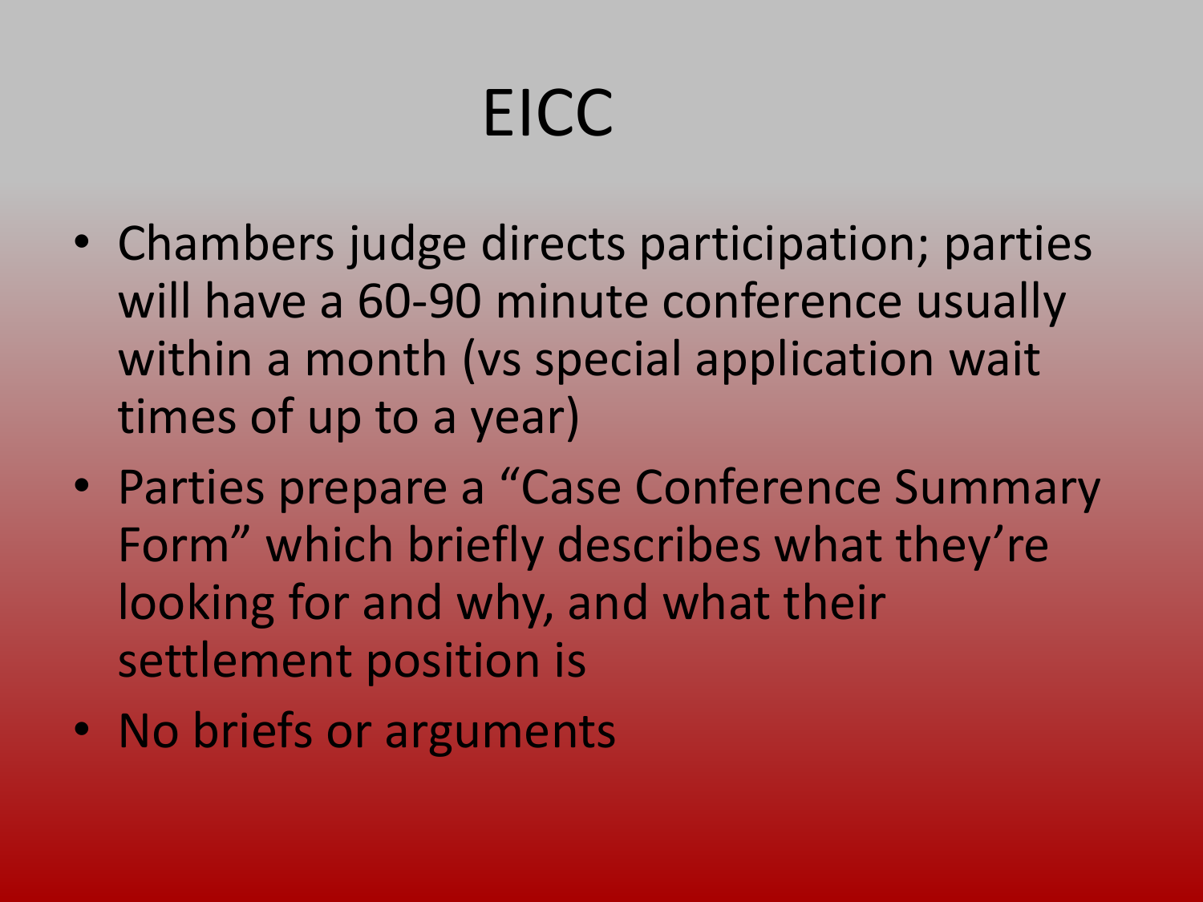# EICC

- Chambers judge directs participation; parties will have a 60-90 minute conference usually within a month (vs special application wait times of up to a year)
- Parties prepare a "Case Conference Summary Form" which briefly describes what they're looking for and why, and what their settlement position is
- No briefs or arguments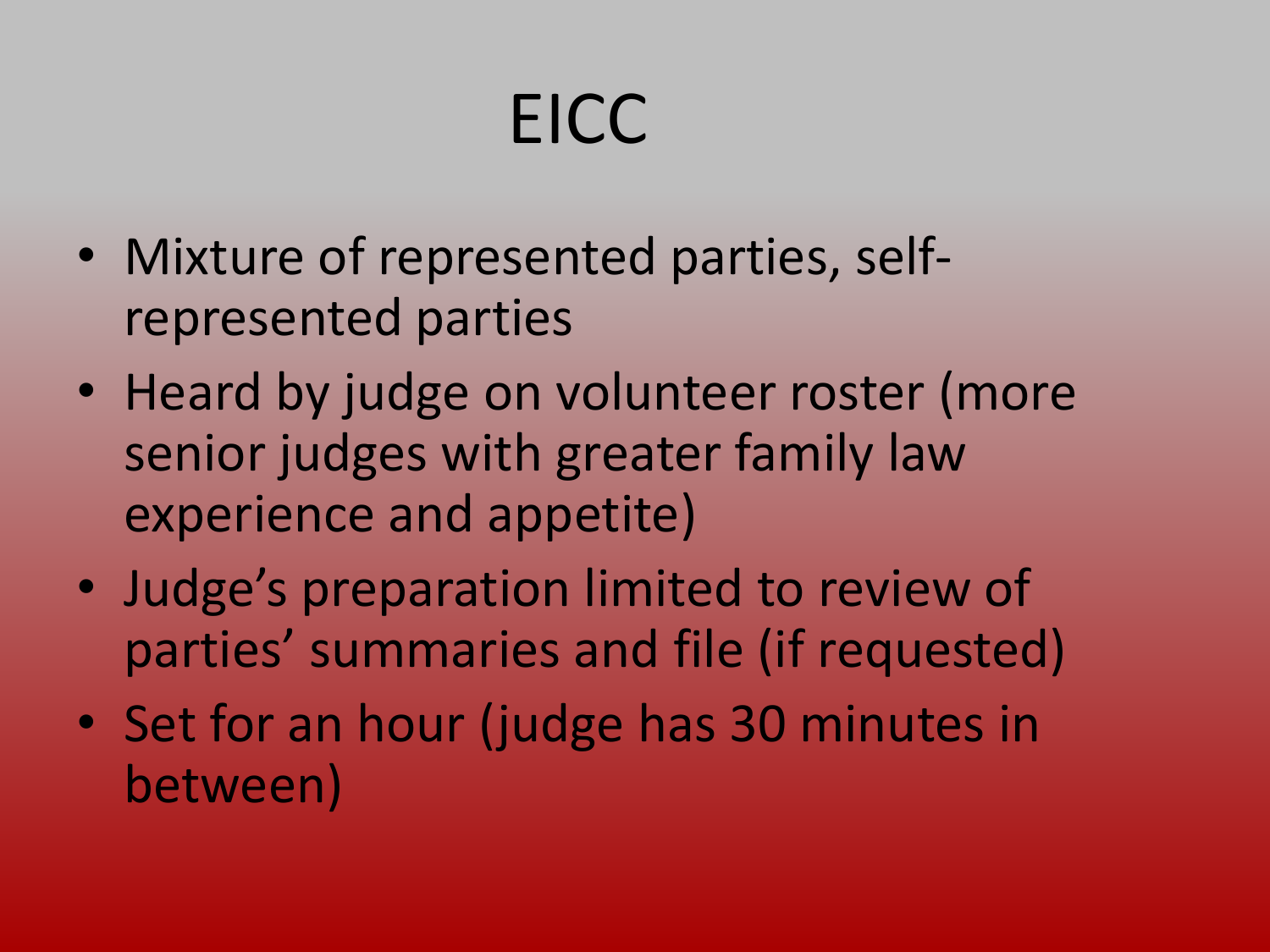# EICC

- Mixture of represented parties, self-represented parties
- Heard by judge on volunteer roster (more senior judges with greater family law experience and appetite)
- Judge's preparation limited to review of parties' summaries and file (if requested)
- Set for an hour (judge has 30 minutes in between)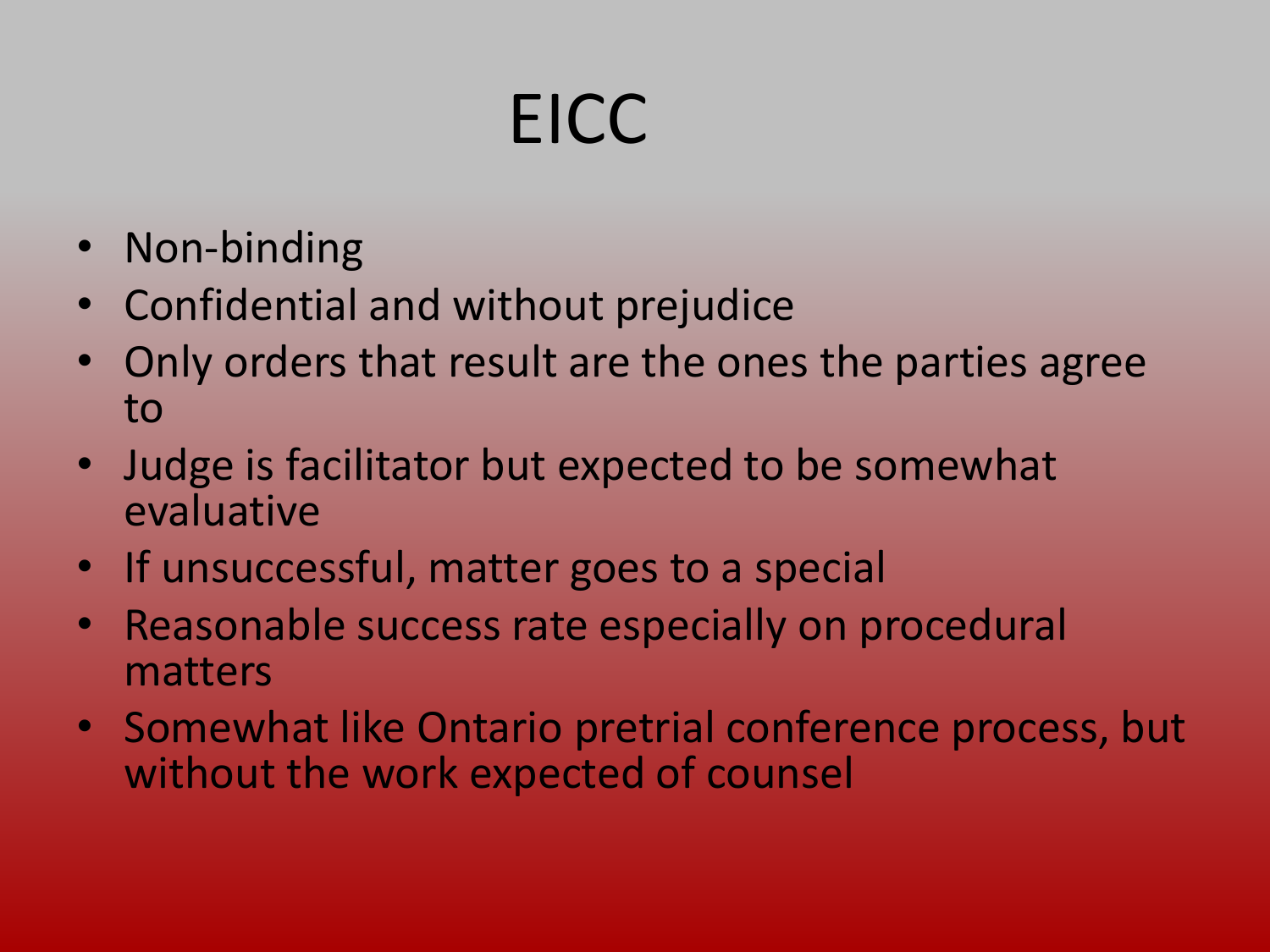# EICC

- Non-binding
- Confidential and without prejudice
- Only orders that result are the ones the parties agree to
- Judge is facilitator but expected to be somewhat evaluative
- If unsuccessful, matter goes to a special
- Reasonable success rate especially on procedural matters
- Somewhat like Ontario pretrial conference process, but without the work expected of counsel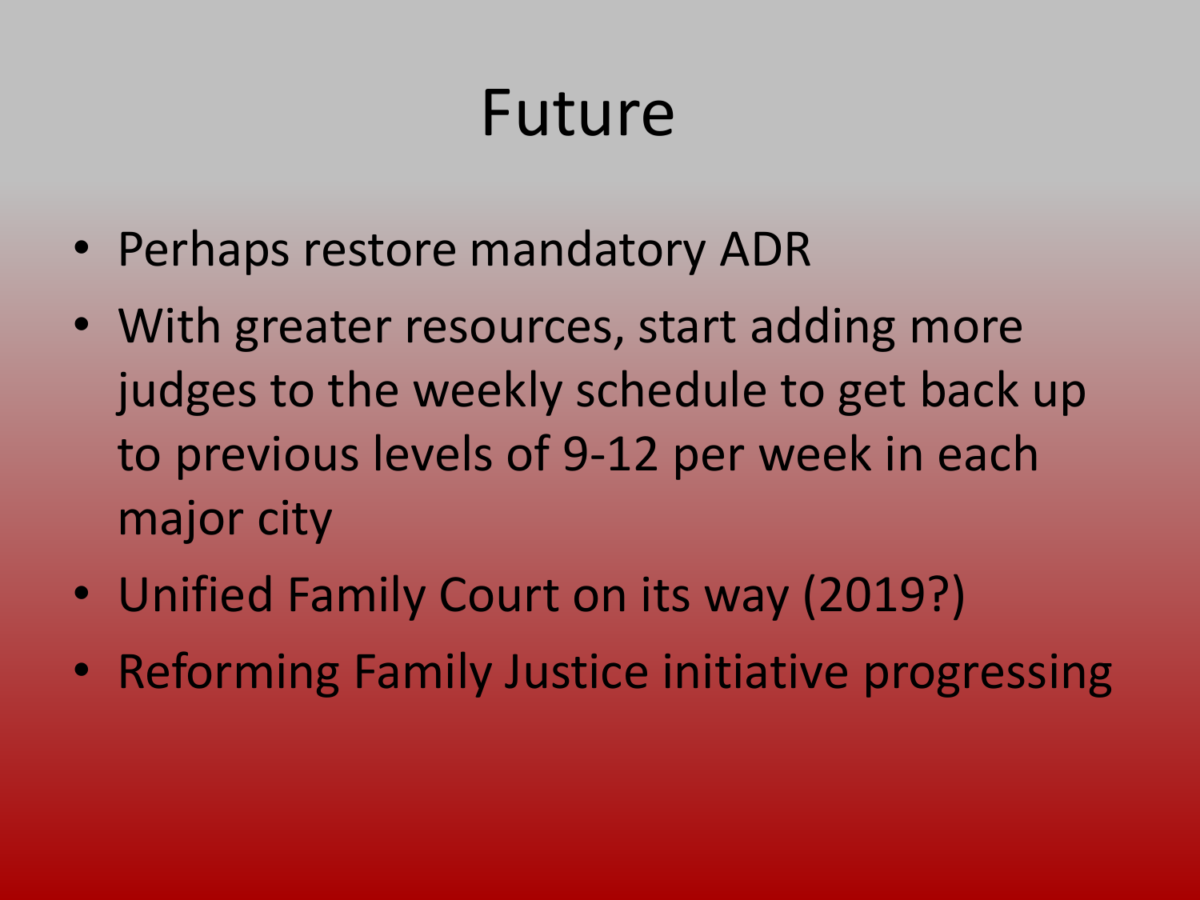# Future

- Perhaps restore mandatory ADR
- With greater resources, start adding more judges to the weekly schedule to get back up to previous levels of 9-12 per week in each major city
- Unified Family Court on its way (2019?)
- Reforming Family Justice initiative progressing